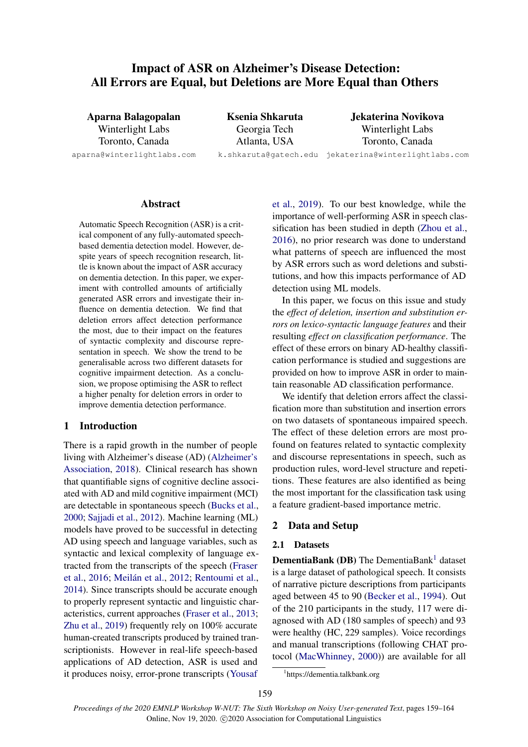# Impact of ASR on Alzheimer's Disease Detection: All Errors are Equal, but Deletions are More Equal than Others

**Aparna Balagopalan**
Winterlight Labs
Toronto, Canada
aparna@winterlightlabs.com

**Ksenia Shkaruta**
Georgia Tech
Atlanta, USA
k.shkaruta@gatech.edu

**Jekaterina Novikova**
Winterlight Labs
Toronto, Canada
jekaterina@winterlightlabs.com

## Abstract

Automatic Speech Recognition (ASR) is a critical component of any fully-automated speech-based dementia detection model. However, despite years of speech recognition research, little is known about the impact of ASR accuracy on dementia detection. In this paper, we experiment with controlled amounts of artificially generated ASR errors and investigate their influence on dementia detection. We find that deletion errors affect detection performance the most, due to their impact on the features of syntactic complexity and discourse representation in speech. We show the trend to be generalisable across two different datasets for cognitive impairment detection. As a conclusion, we propose optimising the ASR to reflect a higher penalty for deletion errors in order to improve dementia detection performance.

## 1 Introduction

There is a rapid growth in the number of people living with Alzheimer's disease (AD) (Alzheimer's Association, 2018). Clinical research has shown that quantifiable signs of cognitive decline associated with AD and mild cognitive impairment (MCI) are detectable in spontaneous speech (Bucks et al., 2000; Sajjadi et al., 2012). Machine learning (ML) models have proved to be successful in detecting AD using speech and language variables, such as syntactic and lexical complexity of language extracted from the transcripts of the speech (Fraser et al., 2016; Meilán et al., 2012; Rentoumi et al., 2014). Since transcripts should be accurate enough to properly represent syntactic and linguistic characteristics, current approaches (Fraser et al., 2013; Zhu et al., 2019) frequently rely on 100% accurate human-created transcripts produced by trained transcriptionists. However in real-life speech-based applications of AD detection, ASR is used and it produces noisy, error-prone transcripts (Yousaf et al., 2019). To our best knowledge, while the importance of well-performing ASR in speech classification has been studied in depth (Zhou et al., 2016), no prior research was done to understand what patterns of speech are influenced the most by ASR errors such as word deletions and substitutions, and how this impacts performance of AD detection using ML models.

In this paper, we focus on this issue and study the *effect of deletion, insertion and substitution errors on lexico-syntactic language features* and their resulting *effect on classification performance*. The effect of these errors on binary AD-healthy classification performance is studied and suggestions are provided on how to improve ASR in order to maintain reasonable AD classification performance.

We identify that deletion errors affect the classification more than substitution and insertion errors on two datasets of spontaneous impaired speech. The effect of these deletion errors are most profound on features related to syntactic complexity and discourse representations in speech, such as production rules, word-level structure and repetitions. These features are also identified as being the most important for the classification task using a feature gradient-based importance metric.

## 2 Data and Setup

### 2.1 Datasets

**DementiaBank (DB)** The DementiaBank[1] dataset is a large dataset of pathological speech. It consists of narrative picture descriptions from participants aged between 45 to 90 (Becker et al., 1994). Out of the 210 participants in the study, 117 were diagnosed with AD (180 samples of speech) and 93 were healthy (HC, 229 samples). Voice recordings and manual transcriptions (following CHAT protocol (MacWhinney, 2000)) are available for all

[1] https://dementia.talkbank.org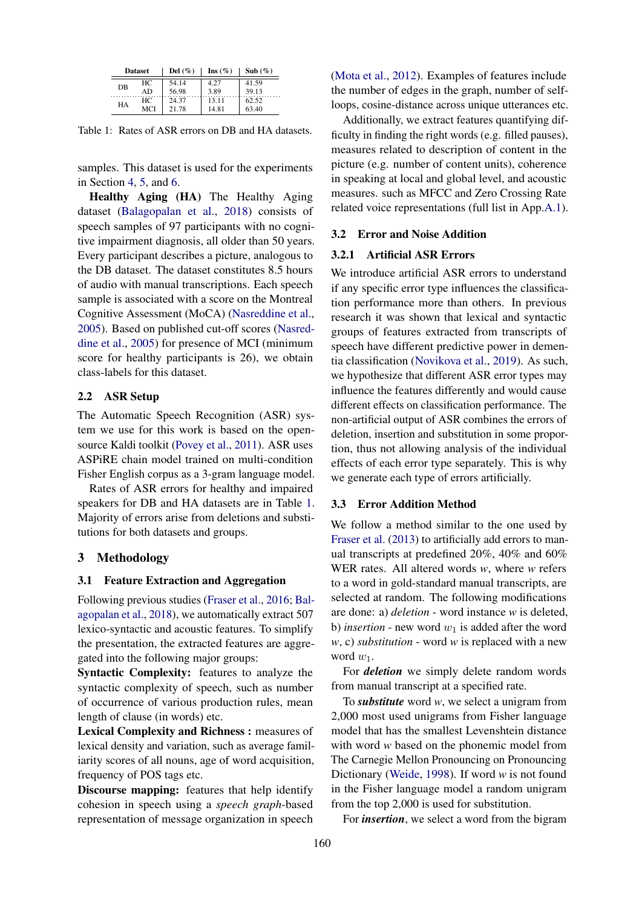| Dataset | | Del (%) | Ins (%) | Sub (%) |
|---|---|---|---|---|
| DB | HC | 54.14 | 4.27 | 41.59 |
| | AD | 56.98 | 3.89 | 39.13 |
| HA | HC | 24.37 | 13.11 | 62.52 |
| | MCI | 21.78 | 14.81 | 63.40 |

Table 1: Rates of ASR errors on DB and HA datasets.

samples. This dataset is used for the experiments in Section 4, 5, and 6.

**Healthy Aging (HA)** The Healthy Aging dataset (Balagopalan et al., 2018) consists of speech samples of 97 participants with no cognitive impairment diagnosis, all older than 50 years. Every participant describes a picture, analogous to the DB dataset. The dataset constitutes 8.5 hours of audio with manual transcriptions. Each speech sample is associated with a score on the Montreal Cognitive Assessment (MoCA) (Nasreddine et al., 2005). Based on published cut-off scores (Nasreddine et al., 2005) for presence of MCI (minimum score for healthy participants is 26), we obtain class-labels for this dataset.

## 2.2 ASR Setup

The Automatic Speech Recognition (ASR) system we use for this work is based on the open-source Kaldi toolkit (Povey et al., 2011). ASR uses ASPiRE chain model trained on multi-condition Fisher English corpus as a 3-gram language model.

Rates of ASR errors for healthy and impaired speakers for DB and HA datasets are in Table 1. Majority of errors arise from deletions and substitutions for both datasets and groups.

# 3 Methodology

## 3.1 Feature Extraction and Aggregation

Following previous studies (Fraser et al., 2016; Balagopalan et al., 2018), we automatically extract 507 lexico-syntactic and acoustic features. To simplify the presentation, the extracted features are aggregated into the following major groups:

**Syntactic Complexity:** features to analyze the syntactic complexity of speech, such as number of occurrence of various production rules, mean length of clause (in words) etc.

**Lexical Complexity and Richness :** measures of lexical density and variation, such as average familiarity scores of all nouns, age of word acquisition, frequency of POS tags etc.

**Discourse mapping:** features that help identify cohesion in speech using a *speech graph*-based representation of message organization in speech (Mota et al., 2012). Examples of features include the number of edges in the graph, number of self-loops, cosine-distance across unique utterances etc.

Additionally, we extract features quantifying difficulty in finding the right words (e.g. filled pauses), measures related to description of content in the picture (e.g. number of content units), coherence in speaking at local and global level, and acoustic measures. such as MFCC and Zero Crossing Rate related voice representations (full list in App.A.1).

## 3.2 Error and Noise Addition

### 3.2.1 Artificial ASR Errors

We introduce artificial ASR errors to understand if any specific error type influences the classification performance more than others. In previous research it was shown that lexical and syntactic groups of features extracted from transcripts of speech have different predictive power in dementia classification (Novikova et al., 2019). As such, we hypothesize that different ASR error types may influence the features differently and would cause different effects on classification performance. The non-artificial output of ASR combines the errors of deletion, insertion and substitution in some proportion, thus not allowing analysis of the individual effects of each error type separately. This is why we generate each type of errors artificially.

## 3.3 Error Addition Method

We follow a method similar to the one used by Fraser et al. (2013) to artificially add errors to manual transcripts at predefined 20%, 40% and 60% WER rates. All altered words *w*, where *w* refers to a word in gold-standard manual transcripts, are selected at random. The following modifications are done: a) *deletion* - word instance *w* is deleted, b) *insertion* - new word $w_1$ is added after the word *w*, c) *substitution* - word *w* is replaced with a new word $w_1$.

For ***deletion*** we simply delete random words from manual transcript at a specified rate.

To ***substitute*** word *w*, we select a unigram from 2,000 most used unigrams from Fisher language model that has the smallest Levenshtein distance with word *w* based on the phonemic model from The Carnegie Mellon Pronouncing on Pronouncing Dictionary (Weide, 1998). If word *w* is not found in the Fisher language model a random unigram from the top 2,000 is used for substitution.

For ***insertion***, we select a word from the bigram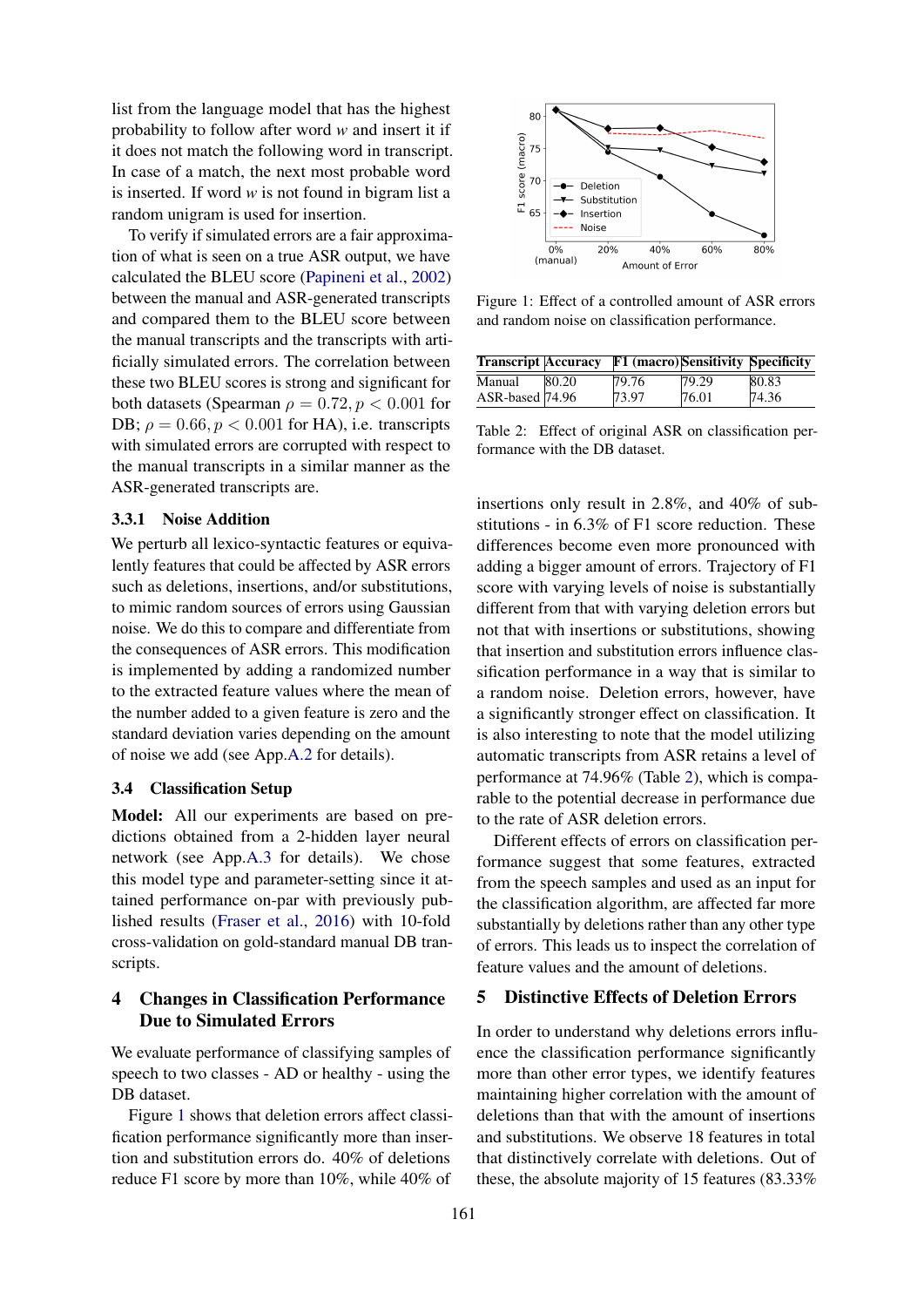list from the language model that has the highest probability to follow after word $w$ and insert it if it does not match the following word in transcript. In case of a match, the next most probable word is inserted. If word $w$ is not found in bigram list a random unigram is used for insertion.

To verify if simulated errors are a fair approximation of what is seen on a true ASR output, we have calculated the BLEU score (Papineni et al., 2002) between the manual and ASR-generated transcripts and compared them to the BLEU score between the manual transcripts and the transcripts with artificially simulated errors. The correlation between these two BLEU scores is strong and significant for both datasets (Spearman $\rho = 0.72, p < 0.001$ for DB; $\rho = 0.66, p < 0.001$ for HA), i.e. transcripts with simulated errors are corrupted with respect to the manual transcripts in a similar manner as the ASR-generated transcripts are.

#### 3.3.1 Noise Addition

We perturb all lexico-syntactic features or equivalently features that could be affected by ASR errors such as deletions, insertions, and/or substitutions, to mimic random sources of errors using Gaussian noise. We do this to compare and differentiate from the consequences of ASR errors. This modification is implemented by adding a randomized number to the extracted feature values where the mean of the number added to a given feature is zero and the standard deviation varies depending on the amount of noise we add (see App.A.2 for details).

### 3.4 Classification Setup

**Model:** All our experiments are based on predictions obtained from a 2-hidden layer neural network (see App.A.3 for details). We chose this model type and parameter-setting since it attained performance on-par with previously published results (Fraser et al., 2016) with 10-fold cross-validation on gold-standard manual DB transcripts.

## 4 Changes in Classification Performance Due to Simulated Errors

We evaluate performance of classifying samples of speech to two classes - AD or healthy - using the DB dataset.

Figure 1 shows that deletion errors affect classification performance significantly more than insertion and substitution errors do. 40% of deletions reduce F1 score by more than 10%, while 40% of insertions only result in 2.8%, and 40% of substitutions - in 6.3% of F1 score reduction. These differences become even more pronounced with adding a bigger amount of errors. Trajectory of F1 score with varying levels of noise is substantially different from that with varying deletion errors but not that with insertions or substitutions, showing that insertion and substitution errors influence classification performance in a way that is similar to a random noise. Deletion errors, however, have a significantly stronger effect on classification. It is also interesting to note that the model utilizing automatic transcripts from ASR retains a level of performance at 74.96% (Table 2), which is comparable to the potential decrease in performance due to the rate of ASR deletion errors.

Figure 1: Effect of a controlled amount of ASR errors and random noise on classification performance.

| Transcript | Accuracy | F1 (macro) | Sensitivity | Specificity |
|---|---|---|---|---|
| Manual | 80.20 | 79.76 | 79.29 | 80.83 |
| ASR-based | 74.96 | 73.97 | 76.01 | 74.36 |

Table 2: Effect of original ASR on classification performance with the DB dataset.

Different effects of errors on classification performance suggest that some features, extracted from the speech samples and used as an input for the classification algorithm, are affected far more substantially by deletions rather than any other type of errors. This leads us to inspect the correlation of feature values and the amount of deletions.

## 5 Distinctive Effects of Deletion Errors

In order to understand why deletions errors influence the classification performance significantly more than other error types, we identify features maintaining higher correlation with the amount of deletions than that with the amount of insertions and substitutions. We observe 18 features in total that distinctively correlate with deletions. Out of these, the absolute majority of 15 features (83.33%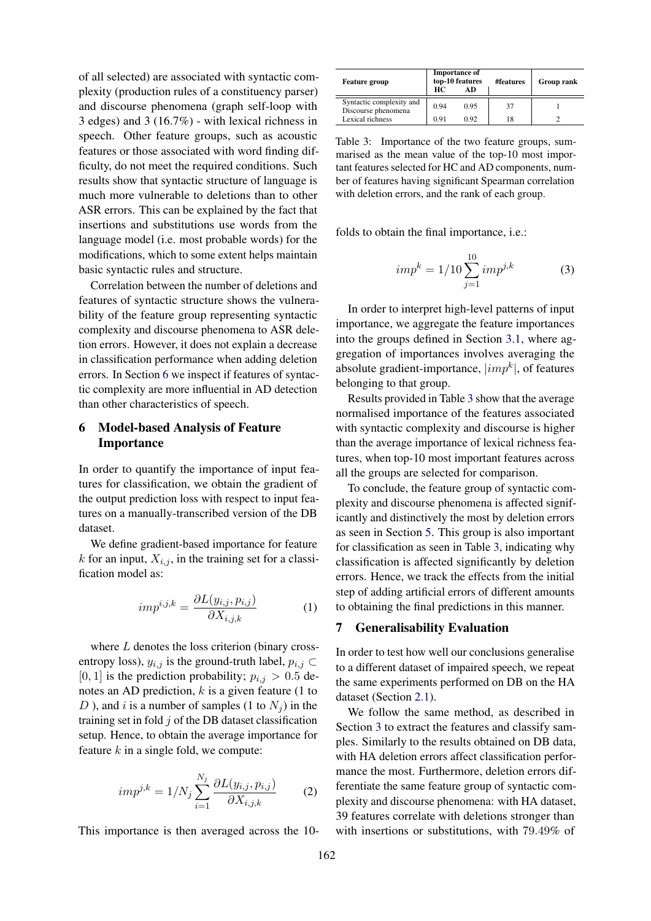of all selected) are associated with syntactic complexity (production rules of a constituency parser) and discourse phenomena (graph self-loop with 3 edges) and 3 (16.7%) - with lexical richness in speech. Other feature groups, such as acoustic features or those associated with word finding difficulty, do not meet the required conditions. Such results show that syntactic structure of language is much more vulnerable to deletions than to other ASR errors. This can be explained by the fact that insertions and substitutions use words from the language model (i.e. most probable words) for the modifications, which to some extent helps maintain basic syntactic rules and structure.

Correlation between the number of deletions and features of syntactic structure shows the vulnerability of the feature group representing syntactic complexity and discourse phenomena to ASR deletion errors. However, it does not explain a decrease in classification performance when adding deletion errors. In Section 6 we inspect if features of syntactic complexity are more influential in AD detection than other characteristics of speech.

## 6 Model-based Analysis of Feature Importance

In order to quantify the importance of input features for classification, we obtain the gradient of the output prediction loss with respect to input features on a manually-transcribed version of the DB dataset.

We define gradient-based importance for feature $k$ for an input, $X_{i,j}$, in the training set for a classification model as:

$$imp^{i,j,k} = \frac{\partial L(y_{i,j}, p_{i,j})}{\partial X_{i,j,k}} \quad (1)$$

where $L$ denotes the loss criterion (binary cross-entropy loss), $y_{i,j}$ is the ground-truth label, $p_{i,j} \subset [0, 1]$ is the prediction probability; $p_{i,j} > 0.5$ denotes an AD prediction, $k$ is a given feature (1 to $D$ ), and $i$ is a number of samples (1 to $N_j$) in the training set in fold $j$ of the DB dataset classification setup. Hence, to obtain the average importance for feature $k$ in a single fold, we compute:

$$imp^{j,k} = 1/N_j \sum_{i=1}^{N_j} \frac{\partial L(y_{i,j}, p_{i,j})}{\partial X_{i,j,k}} \quad (2)$$

This importance is then averaged across the 10-folds to obtain the final importance, i.e.:

$$imp^{k} = 1/10 \sum_{j=1}^{10} imp^{j,k} \quad (3)$$

| Feature group | Importance of top-10 features | | #features | Group rank |
|---|---|---|---|---|
| | HC | AD | | |
| Syntactic complexity and Discourse phenomena | 0.94 | 0.95 | 37 | 1 |
| Lexical richness | 0.91 | 0.92 | 18 | 2 |

Table 3: Importance of the two feature groups, summarised as the mean value of the top-10 most important features selected for HC and AD components, number of features having significant Spearman correlation with deletion errors, and the rank of each group.

In order to interpret high-level patterns of input importance, we aggregate the feature importances into the groups defined in Section 3.1, where aggregation of importances involves averaging the absolute gradient-importance, $|imp^k|$, of features belonging to that group.

Results provided in Table 3 show that the average normalised importance of the features associated with syntactic complexity and discourse is higher than the average importance of lexical richness features, when top-10 most important features across all the groups are selected for comparison.

To conclude, the feature group of syntactic complexity and discourse phenomena is affected significantly and distinctively the most by deletion errors as seen in Section 5. This group is also important for classification as seen in Table 3, indicating why classification is affected significantly by deletion errors. Hence, we track the effects from the initial step of adding artificial errors of different amounts to obtaining the final predictions in this manner.

## 7 Generalisability Evaluation

In order to test how well our conclusions generalise to a different dataset of impaired speech, we repeat the same experiments performed on DB on the HA dataset (Section 2.1).

We follow the same method, as described in Section 3 to extract the features and classify samples. Similarly to the results obtained on DB data, with HA deletion errors affect classification performance the most. Furthermore, deletion errors differentiate the same feature group of syntactic complexity and discourse phenomena: with HA dataset, 39 features correlate with deletions stronger than with insertions or substitutions, with 79.49% of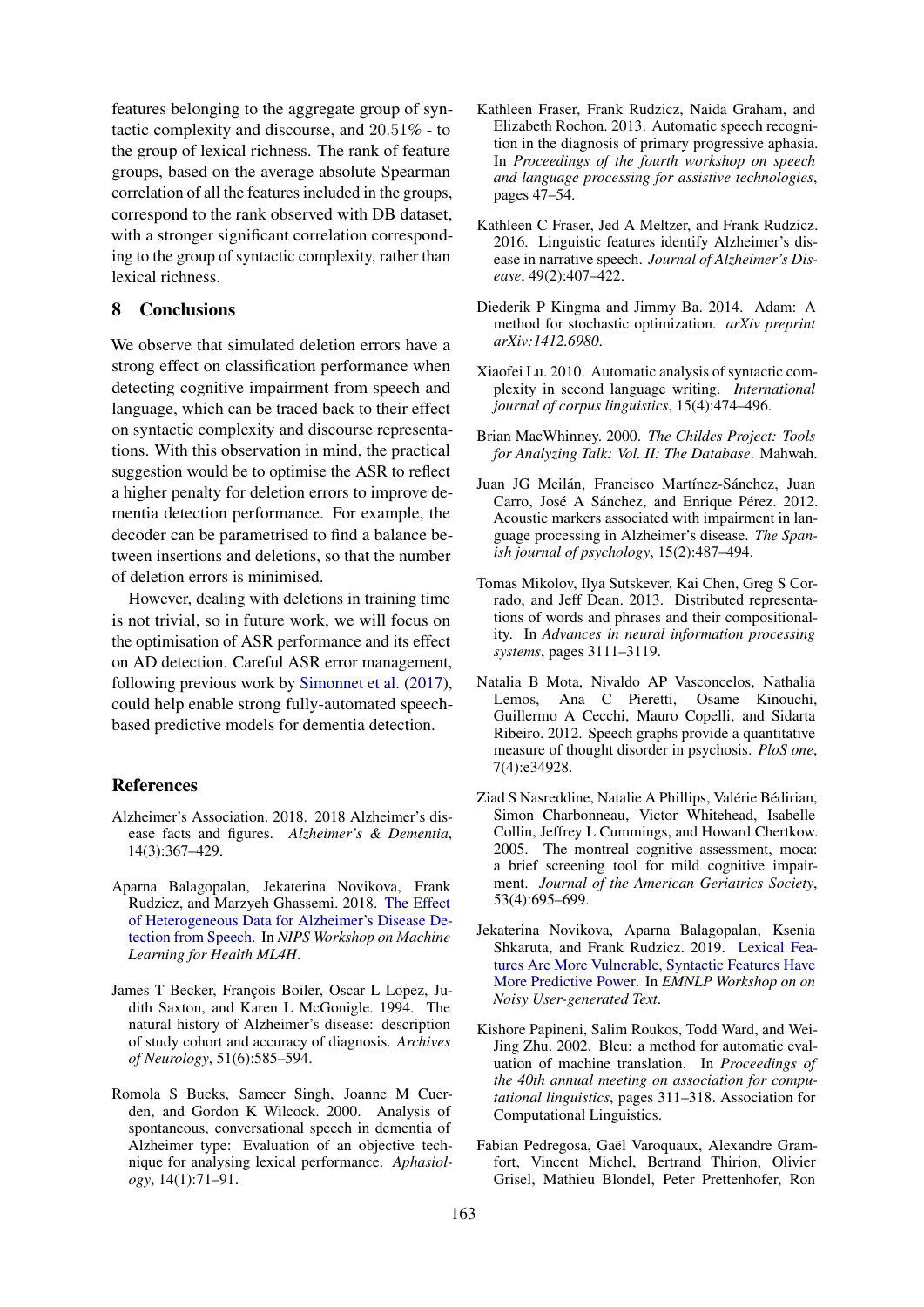features belonging to the aggregate group of syntactic complexity and discourse, and 20.51% - to the group of lexical richness. The rank of feature groups, based on the average absolute Spearman correlation of all the features included in the groups, correspond to the rank observed with DB dataset, with a stronger significant correlation corresponding to the group of syntactic complexity, rather than lexical richness.

## 8 Conclusions

We observe that simulated deletion errors have a strong effect on classification performance when detecting cognitive impairment from speech and language, which can be traced back to their effect on syntactic complexity and discourse representations. With this observation in mind, the practical suggestion would be to optimise the ASR to reflect a higher penalty for deletion errors to improve dementia detection performance. For example, the decoder can be parametrised to find a balance between insertions and deletions, so that the number of deletion errors is minimised.

However, dealing with deletions in training time is not trivial, so in future work, we will focus on the optimisation of ASR performance and its effect on AD detection. Careful ASR error management, following previous work by Simonnet et al. (2017), could help enable strong fully-automated speech-based predictive models for dementia detection.

## References

Alzheimer's Association. 2018. 2018 Alzheimer's disease facts and figures. *Alzheimer's & Dementia*, 14(3):367–429.

Aparna Balagopalan, Jekaterina Novikova, Frank Rudzicz, and Marzyeh Ghassemi. 2018. The Effect of Heterogeneous Data for Alzheimer's Disease Detection from Speech. In *NIPS Workshop on Machine Learning for Health ML4H*.

James T Becker, François Boiler, Oscar L Lopez, Judith Saxton, and Karen L McGonigle. 1994. The natural history of Alzheimer's disease: description of study cohort and accuracy of diagnosis. *Archives of Neurology*, 51(6):585–594.

Romola S Bucks, Sameer Singh, Joanne M Cuerden, and Gordon K Wilcock. 2000. Analysis of spontaneous, conversational speech in dementia of Alzheimer type: Evaluation of an objective technique for analysing lexical performance. *Aphasiology*, 14(1):71–91.

Kathleen Fraser, Frank Rudzicz, Naida Graham, and Elizabeth Rochon. 2013. Automatic speech recognition in the diagnosis of primary progressive aphasia. In *Proceedings of the fourth workshop on speech and language processing for assistive technologies*, pages 47–54.

Kathleen C Fraser, Jed A Meltzer, and Frank Rudzicz. 2016. Linguistic features identify Alzheimer's disease in narrative speech. *Journal of Alzheimer's Disease*, 49(2):407–422.

Diederik P Kingma and Jimmy Ba. 2014. Adam: A method for stochastic optimization. *arXiv preprint arXiv:1412.6980*.

Xiaofei Lu. 2010. Automatic analysis of syntactic complexity in second language writing. *International journal of corpus linguistics*, 15(4):474–496.

Brian MacWhinney. 2000. *The Childes Project: Tools for Analyzing Talk: Vol. II: The Database*. Mahwah.

Juan JG Meilán, Francisco Martínez-Sánchez, Juan Carro, José A Sánchez, and Enrique Pérez. 2012. Acoustic markers associated with impairment in language processing in Alzheimer's disease. *The Spanish journal of psychology*, 15(2):487–494.

Tomas Mikolov, Ilya Sutskever, Kai Chen, Greg S Corrado, and Jeff Dean. 2013. Distributed representations of words and phrases and their compositionality. In *Advances in neural information processing systems*, pages 3111–3119.

Natalia B Mota, Nivaldo AP Vasconcelos, Nathalia Lemos, Ana C Pieretti, Osame Kinouchi, Guillermo A Cecchi, Mauro Copelli, and Sidarta Ribeiro. 2012. Speech graphs provide a quantitative measure of thought disorder in psychosis. *PloS one*, 7(4):e34928.

Ziad S Nasreddine, Natalie A Phillips, Valérie Bédirian, Simon Charbonneau, Victor Whitehead, Isabelle Collin, Jeffrey L Cummings, and Howard Chertkow. 2005. The montreal cognitive assessment, moca: a brief screening tool for mild cognitive impairment. *Journal of the American Geriatrics Society*, 53(4):695–699.

Jekaterina Novikova, Aparna Balagopalan, Ksenia Shkaruta, and Frank Rudzicz. 2019. Lexical Features Are More Vulnerable, Syntactic Features Have More Predictive Power. In *EMNLP Workshop on on Noisy User-generated Text*.

Kishore Papineni, Salim Roukos, Todd Ward, and Wei-Jing Zhu. 2002. Bleu: a method for automatic evaluation of machine translation. In *Proceedings of the 40th annual meeting on association for computational linguistics*, pages 311–318. Association for Computational Linguistics.

Fabian Pedregosa, Gaël Varoquaux, Alexandre Gramfort, Vincent Michel, Bertrand Thirion, Olivier Grisel, Mathieu Blondel, Peter Prettenhofer, Ron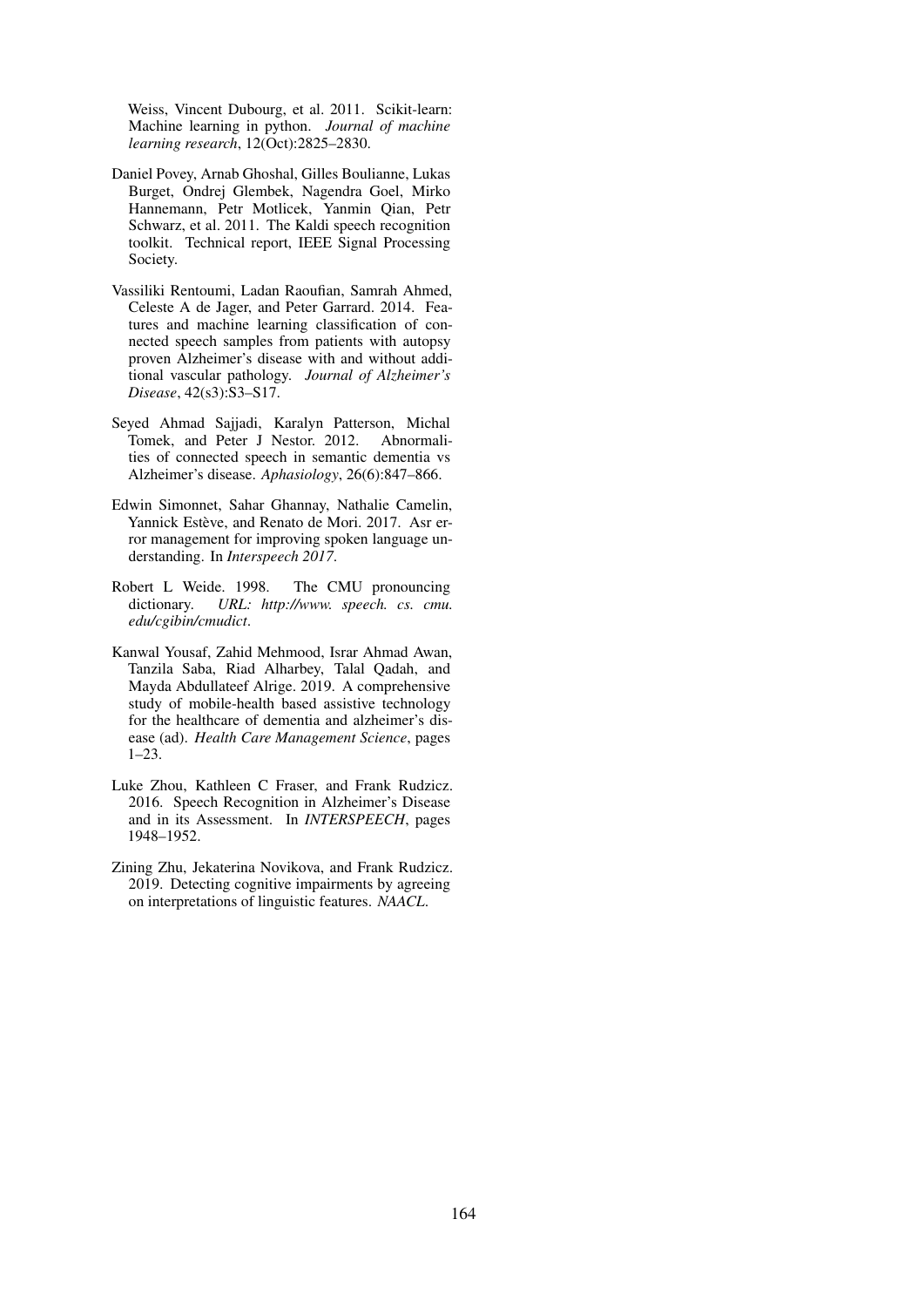Weiss, Vincent Dubourg, et al. 2011. Scikit-learn: Machine learning in python. *Journal of machine learning research*, 12(Oct):2825–2830.

Daniel Povey, Arnab Ghoshal, Gilles Boulianne, Lukas Burget, Ondrej Glembek, Nagendra Goel, Mirko Hannemann, Petr Motlicek, Yanmin Qian, Petr Schwarz, et al. 2011. The Kaldi speech recognition toolkit. Technical report, IEEE Signal Processing Society.

Vassiliki Rentoumi, Ladan Raoufian, Samrah Ahmed, Celeste A de Jager, and Peter Garrard. 2014. Features and machine learning classification of connected speech samples from patients with autopsy proven Alzheimer's disease with and without additional vascular pathology. *Journal of Alzheimer's Disease*, 42(s3):S3–S17.

Seyed Ahmad Sajjadi, Karalyn Patterson, Michal Tomek, and Peter J Nestor. 2012. Abnormalities of connected speech in semantic dementia vs Alzheimer's disease. *Aphasiology*, 26(6):847–866.

Edwin Simonnet, Sahar Ghannay, Nathalie Camelin, Yannick Estève, and Renato de Mori. 2017. Asr error management for improving spoken language understanding. In *Interspeech 2017*.

Robert L Weide. 1998. The CMU pronouncing dictionary. *URL: http://www. speech. cs. cmu. edu/cgibin/cmudict*.

Kanwal Yousaf, Zahid Mehmood, Israr Ahmad Awan, Tanzila Saba, Riad Alharbey, Talal Qadah, and Mayda Abdullateef Alrige. 2019. A comprehensive study of mobile-health based assistive technology for the healthcare of dementia and alzheimer's disease (ad). *Health Care Management Science*, pages 1–23.

Luke Zhou, Kathleen C Fraser, and Frank Rudzicz. 2016. Speech Recognition in Alzheimer's Disease and in its Assessment. In *INTERSPEECH*, pages 1948–1952.

Zining Zhu, Jekaterina Novikova, and Frank Rudzicz. 2019. Detecting cognitive impairments by agreeing on interpretations of linguistic features. *NAACL*.